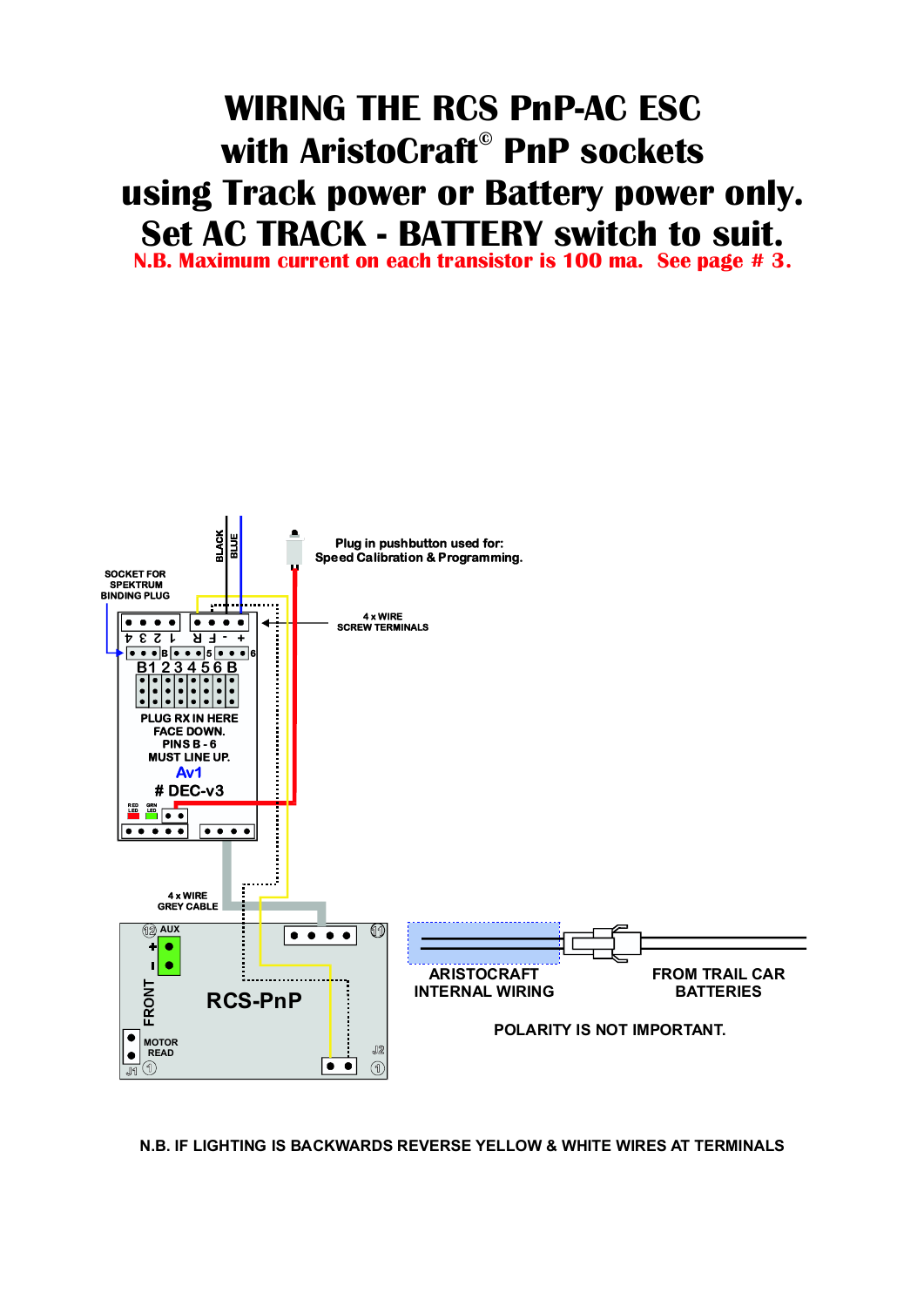# WIRING THE RCS PnP-AC ESC with AristoCraft© PnP sockets using Track power or Battery power only. Set AC TRACK - BATTERY switch to suit.

**N.B. Maximum current on each transistor is 100 ma. See page # 3.**

BLACK

BLUE

Plug in pushbutton used for:
Speed Calibration & Programming.

SOCKET FOR SPEKTRUM BINDING PLUG

4 x WIRE SCREW TERMINALS

4 3 2 1 R F - +

B 5 6

B1 2 3 4 5 6 B

PLUG RX IN HERE FACE DOWN. PINS B - 6 MUST LINE UP.

Av1

# DEC-v3

RED LED

GRN LED

4 x WIRE GREY CABLE

12 AUX

\+

\-

FRONT

RCS-PnP

11

MOTOR READ

J1 1

J2 1

ARISTOCRAFT INTERNAL WIRING

FROM TRAIL CAR BATTERIES

POLARITY IS NOT IMPORTANT.

N.B. IF LIGHTING IS BACKWARDS REVERSE YELLOW & WHITE WIRES AT TERMINALS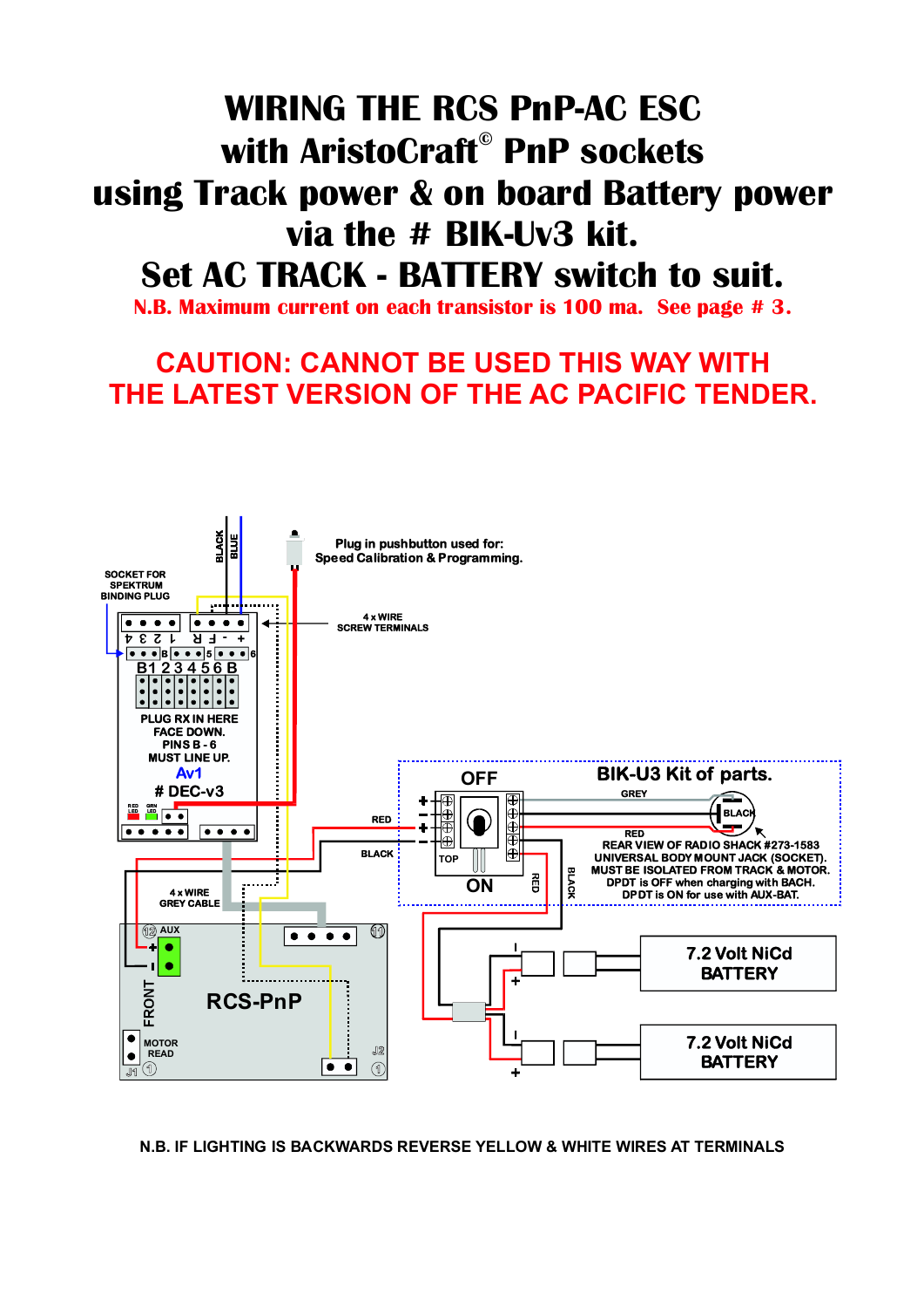# WIRING THE RCS PnP-AC ESC
# with AristoCraft© PnP sockets
# using Track power & on board Battery power
# via the # BIK-Uv3 kit.
# Set AC TRACK - BATTERY switch to suit.

**N.B. Maximum current on each transistor is 100 ma. See page # 3.**

**CAUTION: CANNOT BE USED THIS WAY WITH THE LATEST VERSION OF THE AC PACIFIC TENDER.**

BLACK
BLUE

Plug in pushbutton used for:
Speed Calibration & Programming.

SOCKET FOR SPEKTRUM BINDING PLUG

4 x WIRE SCREW TERMINALS

4 3 2 1 F R - +

B 5 6

B1 2 3 4 5 6 B

PLUG RX IN HERE FACE DOWN. PINS B - 6 MUST LINE UP.

Av1

# DEC-v3

RED LED GRN LED

BIK-U3 Kit of parts.

OFF

GREY

BLACK

RED

REAR VIEW OF RADIO SHACK #273-1583 UNIVERSAL BODY MOUNT JACK (SOCKET). MUST BE ISOLATED FROM TRACK & MOTOR. DPDT is OFF when charging with BACH. DPDT is ON for use with AUX-BAT.

RED

BLACK

TOP

ON

RED

BLACK

4 x WIRE GREY CABLE

12 AUX

11

FRONT

RCS-PnP

MOTOR READ

J1 1

J2 1

7.2 Volt NiCd BATTERY

7.2 Volt NiCd BATTERY

N.B. IF LIGHTING IS BACKWARDS REVERSE YELLOW & WHITE WIRES AT TERMINALS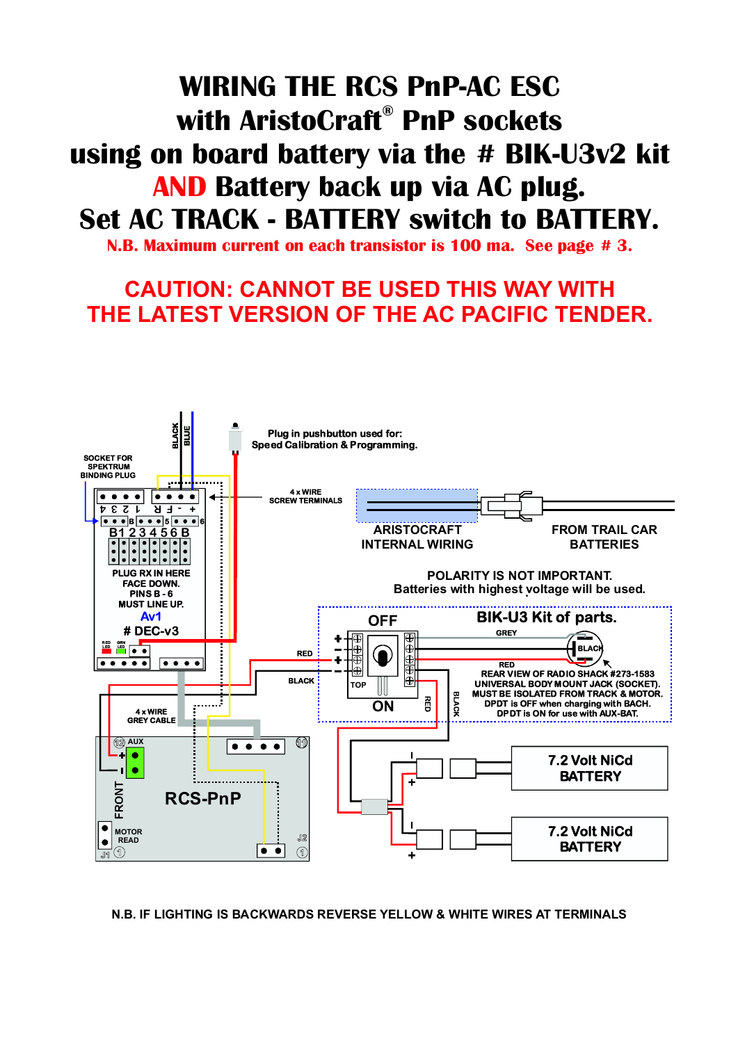# WIRING THE RCS PnP-AC ESC with AristoCraft® PnP sockets using on board battery via the # BIK-U3v2 kit AND Battery back up via AC plug. Set AC TRACK - BATTERY switch to BATTERY.

N.B. Maximum current on each transistor is 100 ma. See page # 3.

## CAUTION: CANNOT BE USED THIS WAY WITH THE LATEST VERSION OF THE AC PACIFIC TENDER.

BLACK
BLUE

Plug in pushbutton used for:
Speed Calibration & Programming.

SOCKET FOR SPEKTRUM BINDING PLUG

4 x WIRE SCREW TERMINALS

4 3 2 1 R F - +

B 5 6

B1 2 3 4 5 6 B

PLUG RX IN HERE FACE DOWN. PINS B - 6 MUST LINE UP.

Av1

# DEC-v3

RED LED GRN LED

ARISTOCRAFT INTERNAL WIRING

FROM TRAIL CAR BATTERIES

POLARITY IS NOT IMPORTANT.
Batteries with highest voltage will be used.

OFF

BIK-U3 Kit of parts.

GREY

RED

BLACK

TOP

ON

BLACK

RED

REAR VIEW OF RADIO SHACK #273-1583 UNIVERSAL BODY MOUNT JACK (SOCKET). MUST BE ISOLATED FROM TRACK & MOTOR. DPDT is OFF when charging with BACH. DPDT is ON for use with AUX-BAT.

4 x WIRE GREY CABLE

12 AUX

11

FRONT

RCS-PnP

MOTOR READ

J1 1

J2 1

7.2 Volt NiCd BATTERY

7.2 Volt NiCd BATTERY

N.B. IF LIGHTING IS BACKWARDS REVERSE YELLOW & WHITE WIRES AT TERMINALS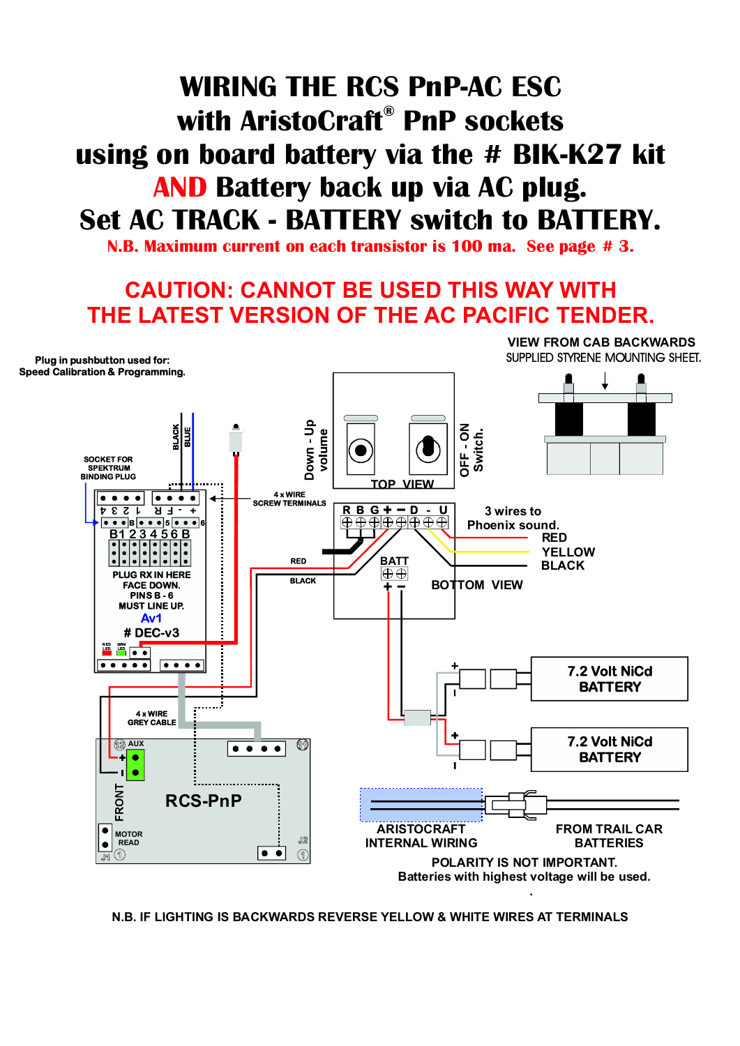# WIRING THE RCS PnP-AC ESC with AristoCraft® PnP sockets using on board battery via the # BIK-K27 kit AND Battery back up via AC plug. Set AC TRACK - BATTERY switch to BATTERY.

**N.B. Maximum current on each transistor is 100 ma. See page # 3.**

## CAUTION: CANNOT BE USED THIS WAY WITH THE LATEST VERSION OF THE AC PACIFIC TENDER.

VIEW FROM CAB BACKWARDS

SUPPLIED STYRENE MOUNTING SHEET.

Plug in pushbutton used for: Speed Calibration & Programming.

SOCKET FOR SPEKTRUM BINDING PLUG

BLACK BLUE

4 x WIRE SCREW TERMINALS

Down - Up volume

OFF - ON Switch.

TOP VIEW

R B G + – D - U

3 wires to Phoenix sound. RED YELLOW BLACK

B1 2 3 4 5 6 B

PLUG RX IN HERE FACE DOWN. PINS B - 6 MUST LINE UP.

Av1

# DEC-v3

RED BLACK

BATT + –

BOTTOM VIEW

4 x WIRE GREY CABLE

AUX

FRONT

RCS-PnP

MOTOR READ

J1 J2

7.2 Volt NiCd BATTERY

7.2 Volt NiCd BATTERY

ARISTOCRAFT INTERNAL WIRING

FROM TRAIL CAR BATTERIES

POLARITY IS NOT IMPORTANT. Batteries with highest voltage will be used.

N.B. IF LIGHTING IS BACKWARDS REVERSE YELLOW & WHITE WIRES AT TERMINALS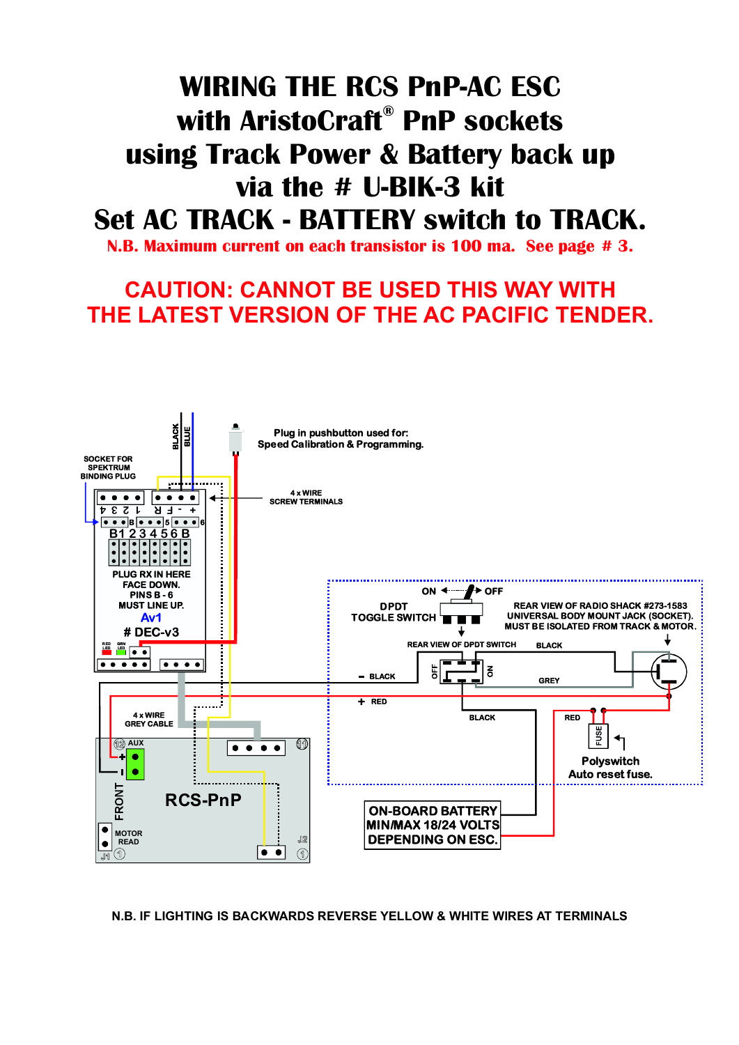# WIRING THE RCS PnP-AC ESC with AristoCraft® PnP sockets using Track Power & Battery back up via the # U-BIK-3 kit Set AC TRACK - BATTERY switch to TRACK.

N.B. Maximum current on each transistor is 100 ma. See page # 3.

**CAUTION: CANNOT BE USED THIS WAY WITH THE LATEST VERSION OF THE AC PACIFIC TENDER.**

BLACK
BLUE

Plug in pushbutton used for:
Speed Calibration & Programming.

SOCKET FOR SPEKTRUM BINDING PLUG

4 x WIRE SCREW TERMINALS

4 3 2 1 R F - +

B 5 6

B1 2 3 4 5 6 B

PLUG RX IN HERE FACE DOWN.
PINS B - 6 MUST LINE UP.

Av1

# DEC-v3

RED LED GRN LED

ON OFF

DPDT TOGGLE SWITCH

REAR VIEW OF RADIO SHACK #273-1583 UNIVERSAL BODY MOUNT JACK (SOCKET).
MUST BE ISOLATED FROM TRACK & MOTOR.

REAR VIEW OF DPDT SWITCH

BLACK

- BLACK

OFF ON

GREY

+ RED

4 x WIRE GREY CABLE

BLACK

RED

FUSE

Polyswitch
Auto reset fuse.

12 AUX

11

+ -

FRONT

RCS-PnP

MOTOR READ

J1 1

J2 1

ON-BOARD BATTERY
MIN/MAX 18/24 VOLTS
DEPENDING ON ESC.

N.B. IF LIGHTING IS BACKWARDS REVERSE YELLOW & WHITE WIRES AT TERMINALS